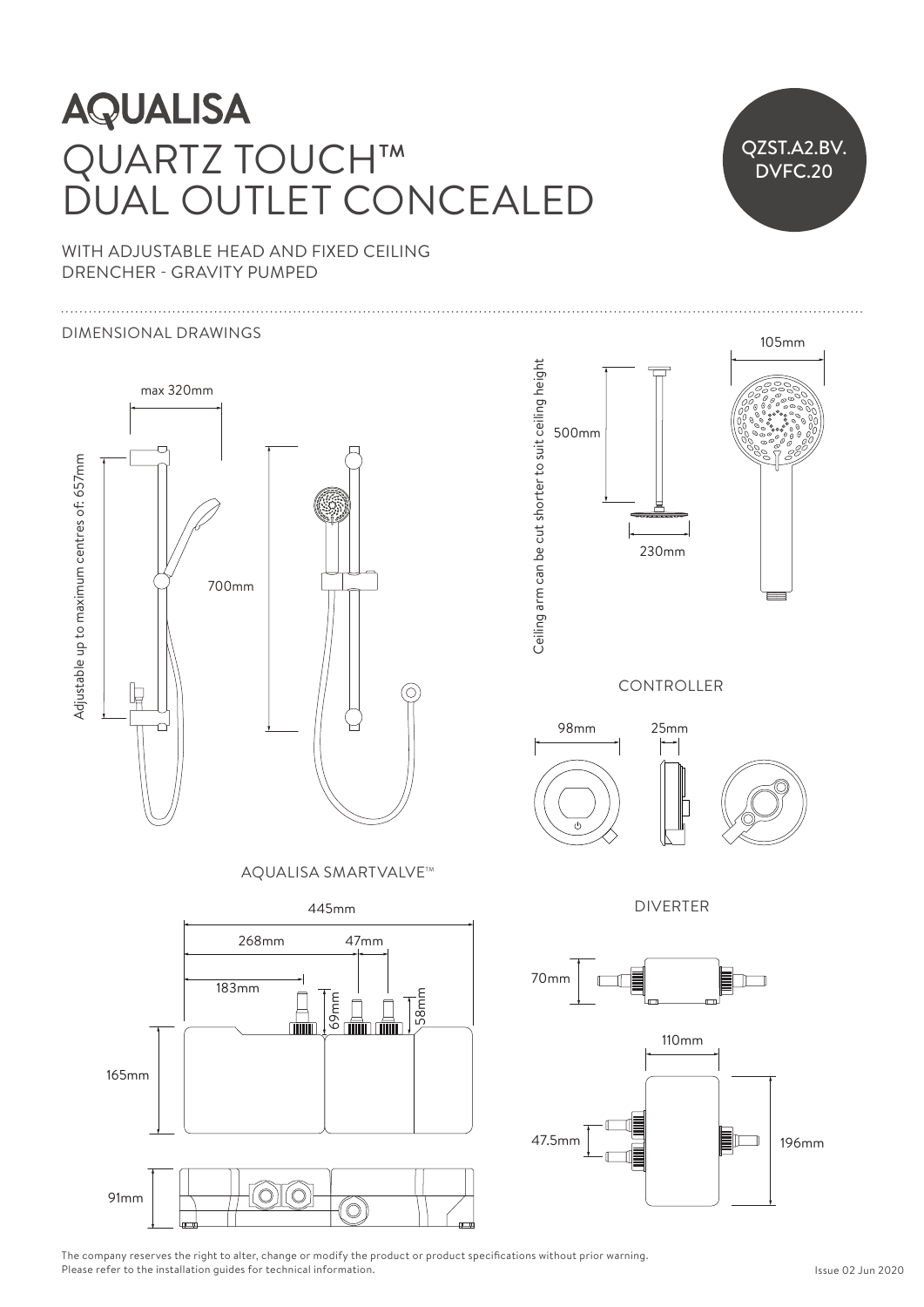# AQUALISA

# QUARTZ TOUCH™ DUAL OUTLET CONCEALED

QZST.A2.BV.DVFC.20

WITH ADJUSTABLE HEAD AND FIXED CEILING DRENCHER - GRAVITY PUMPED

## DIMENSIONAL DRAWINGS

max 320mm

Adjustable up to maximum centres of: 657mm

700mm

Ceiling arm can be cut shorter to suit ceiling height

500mm

230mm

105mm

### CONTROLLER

98mm

25mm

### AQUALISA SMARTVALVE™

445mm

268mm

47mm

183mm

69mm

58mm

165mm

91mm

### DIVERTER

70mm

110mm

47.5mm

196mm

The company reserves the right to alter, change or modify the product or product specifications without prior warning.
Please refer to the installation guides for technical information.

Issue 02 Jun 2020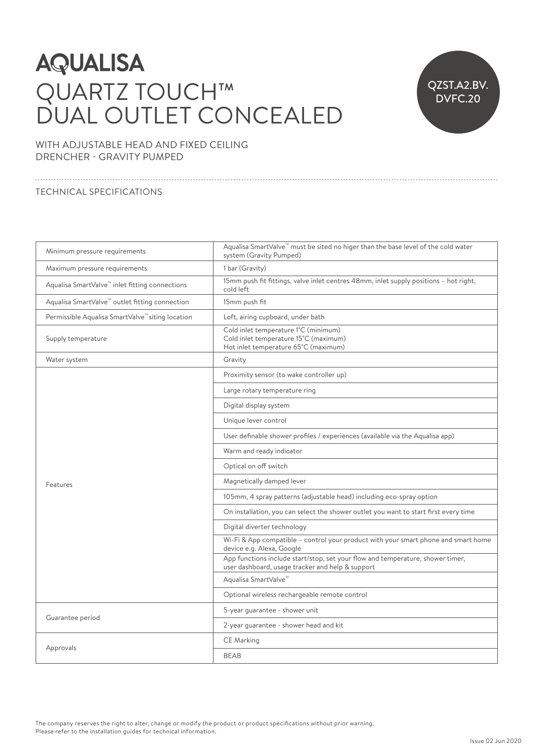# AQUALISA

# QUARTZ TOUCH™ DUAL OUTLET CONCEALED

QZST.A2.BV.DVFC.20

WITH ADJUSTABLE HEAD AND FIXED CEILING DRENCHER - GRAVITY PUMPED

TECHNICAL SPECIFICATIONS

| | |
|---|---|
| Minimum pressure requirements | Aqualisa SmartValve™ must be sited no higer than the base level of the cold water system (Gravity Pumped) |
| Maximum pressure requirements | 1 bar (Gravity) |
| Aqualisa SmartValve™ inlet fitting connections | 15mm push fit fittings, valve inlet centres 48mm, inlet supply positions – hot right, cold left |
| Aqualisa SmartValve™ outlet fitting connection | 15mm push fit |
| Permissible Aqualisa SmartValve™ siting location | Loft, airing cupboard, under bath |
| Supply temperature | Cold inlet temperature 1°C (minimum)<br>Cold inlet temperature 15°C (maximum)<br>Hot inlet temperature 65°C (maximum) |
| Water system | Gravity |
| Features | Proximity sensor (to wake controller up) |
| | Large rotary temperature ring |
| | Digital display system |
| | Unique lever control |
| | User definable shower profiles / experiences (available via the Aqualisa app) |
| | Warm and ready indicator |
| | Optical on off switch |
| | Magnetically damped lever |
| | 105mm, 4 spray patterns (adjustable head) including eco-spray option |
| | On installation, you can select the shower outlet you want to start first every time |
| | Digital diverter technology |
| | Wi-Fi & App compatible – control your product with your smart phone and smart home device e.g. Alexa, Google |
| | App functions include start/stop, set your flow and temperature, shower timer, user dashboard, usage tracker and help & support |
| | Aqualisa SmartValve™ |
| | Optional wireless rechargeable remote control |
| Guarantee period | 5-year guarantee - shower unit |
| | 2-year guarantee - shower head and kit |
| Approvals | CE Marking |
| | BEAB |

The company reserves the right to alter, change or modify the product or product specifications without prior warning.
Please refer to the installation guides for technical information.

Issue 02 Jun 2020